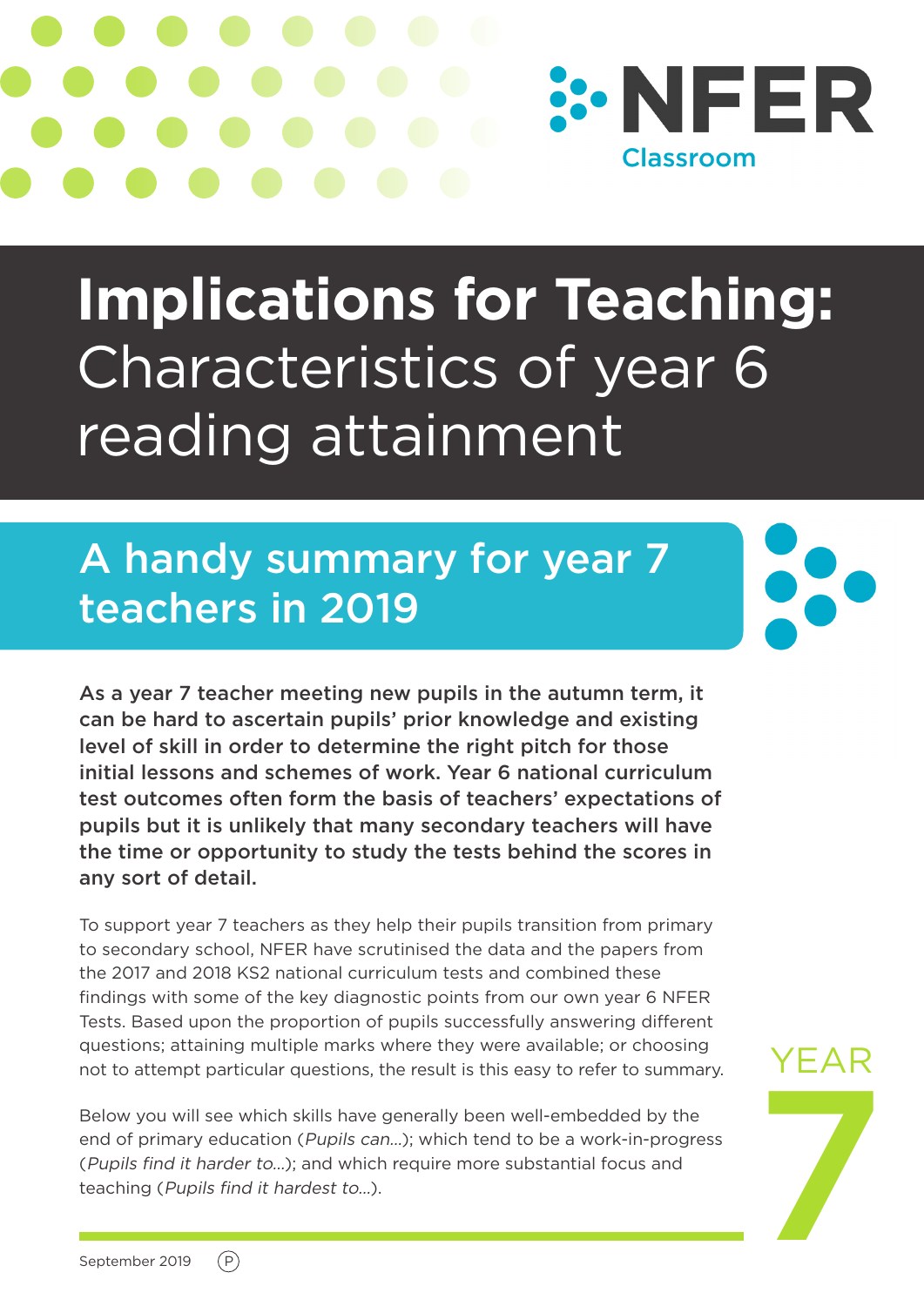NFER Classroom

# Implications for Teaching: Characteristics of year 6 reading attainment

## A handy summary for year 7 teachers in 2019

**As a year 7 teacher meeting new pupils in the autumn term, it can be hard to ascertain pupils' prior knowledge and existing level of skill in order to determine the right pitch for those initial lessons and schemes of work. Year 6 national curriculum test outcomes often form the basis of teachers' expectations of pupils but it is unlikely that many secondary teachers will have the time or opportunity to study the tests behind the scores in any sort of detail.**

To support year 7 teachers as they help their pupils transition from primary to secondary school, NFER have scrutinised the data and the papers from the 2017 and 2018 KS2 national curriculum tests and combined these findings with some of the key diagnostic points from our own year 6 NFER Tests. Based upon the proportion of pupils successfully answering different questions; attaining multiple marks where they were available; or choosing not to attempt particular questions, the result is this easy to refer to summary.

Below you will see which skills have generally been well-embedded by the end of primary education (*Pupils can…*); which tend to be a work-in-progress (*Pupils find it harder to…*); and which require more substantial focus and teaching (*Pupils find it hardest to…*).

YEAR 7

September 2019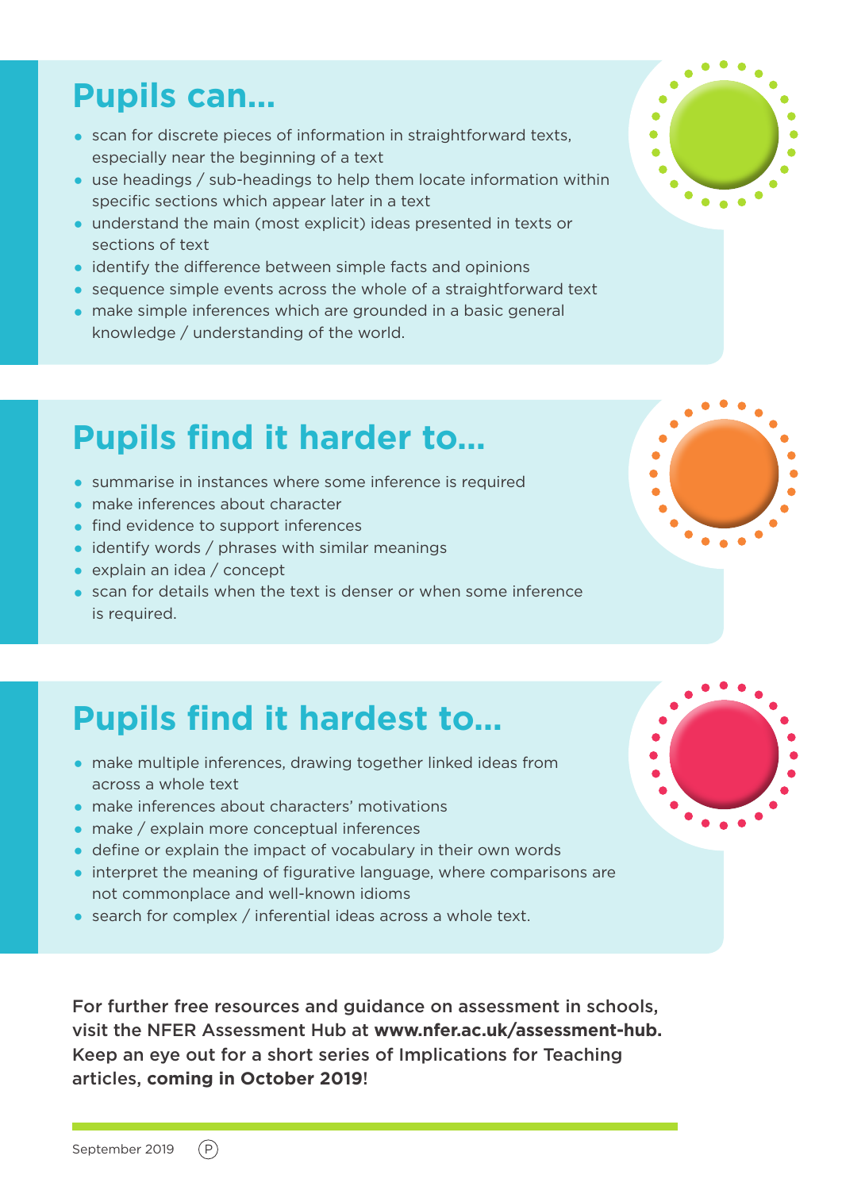## Pupils can...

- scan for discrete pieces of information in straightforward texts, especially near the beginning of a text
- use headings / sub-headings to help them locate information within specific sections which appear later in a text
- understand the main (most explicit) ideas presented in texts or sections of text
- identify the difference between simple facts and opinions
- sequence simple events across the whole of a straightforward text
- make simple inferences which are grounded in a basic general knowledge / understanding of the world.

## Pupils find it harder to...

- summarise in instances where some inference is required
- make inferences about character
- find evidence to support inferences
- identify words / phrases with similar meanings
- explain an idea / concept
- scan for details when the text is denser or when some inference is required.

## Pupils find it hardest to...

- make multiple inferences, drawing together linked ideas from across a whole text
- make inferences about characters' motivations
- make / explain more conceptual inferences
- define or explain the impact of vocabulary in their own words
- interpret the meaning of figurative language, where comparisons are not commonplace and well-known idioms
- search for complex / inferential ideas across a whole text.

For further free resources and guidance on assessment in schools, visit the NFER Assessment Hub at **www.nfer.ac.uk/assessment-hub.** Keep an eye out for a short series of Implications for Teaching articles, **coming in October 2019**!

September 2019 (P)